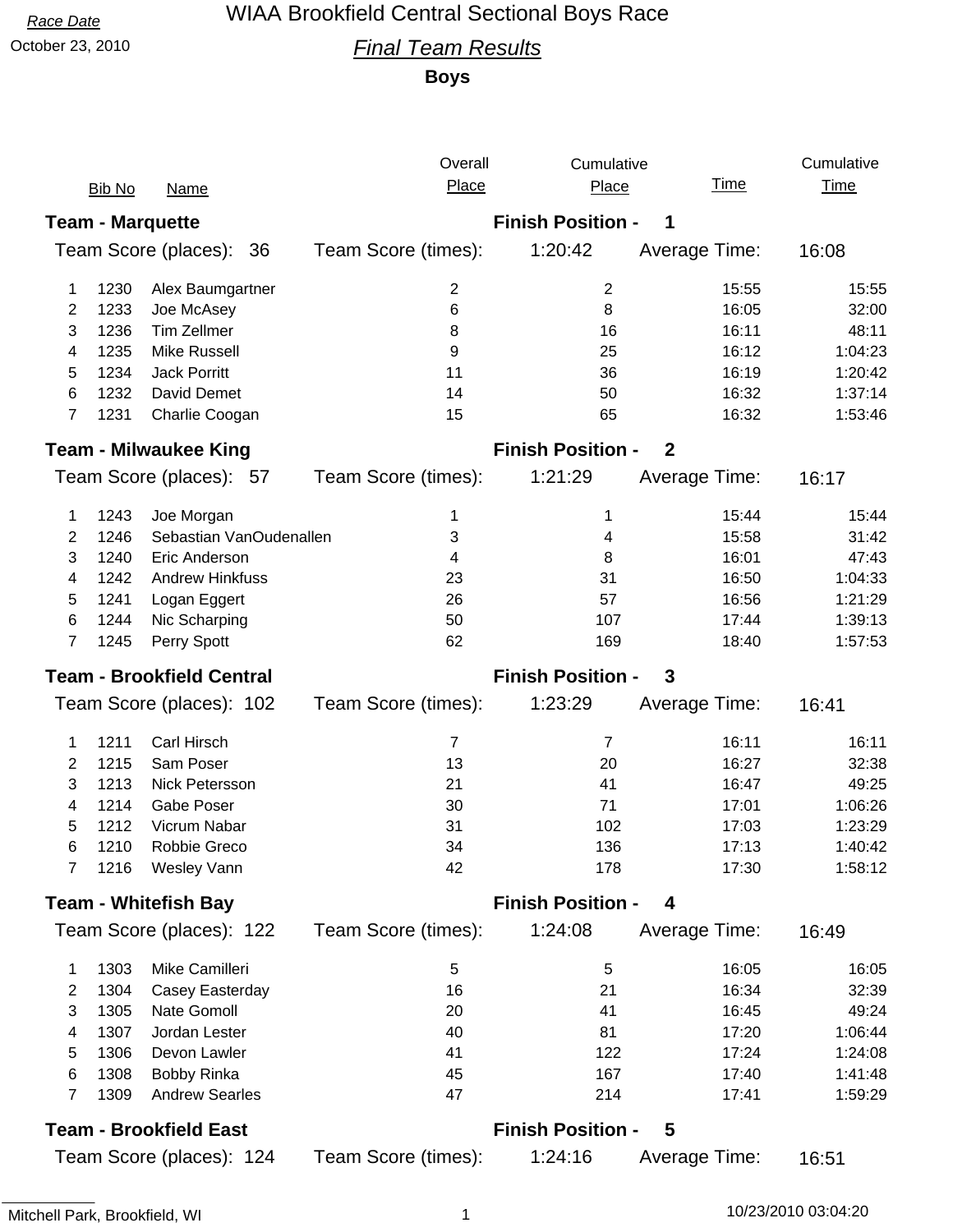Race Date

October 23, 2010

# WIAA Brookfield Central Sectional Boys Race

## *Final Team Results*

**Boys**

### Team - Marquette

**Finish Position - 1**

Team Score (places): 36 | Team Score (times): 1:20:42 | Average Time: 16:08

| | Bib No | Name | Overall Place | Cumulative Place | Time | Cumulative Time |
|---|---|---|---|---|---|---|
| 1 | 1230 | Alex Baumgartner | 2 | 2 | 15:55 | 15:55 |
| 2 | 1233 | Joe McAsey | 6 | 8 | 16:05 | 32:00 |
| 3 | 1236 | Tim Zellmer | 8 | 16 | 16:11 | 48:11 |
| 4 | 1235 | Mike Russell | 9 | 25 | 16:12 | 1:04:23 |
| 5 | 1234 | Jack Porritt | 11 | 36 | 16:19 | 1:20:42 |
| 6 | 1232 | David Demet | 14 | 50 | 16:32 | 1:37:14 |
| 7 | 1231 | Charlie Coogan | 15 | 65 | 16:32 | 1:53:46 |

### Team - Milwaukee King

**Finish Position - 2**

Team Score (places): 57 | Team Score (times): 1:21:29 | Average Time: 16:17

| | Bib No | Name | Overall Place | Cumulative Place | Time | Cumulative Time |
|---|---|---|---|---|---|---|
| 1 | 1243 | Joe Morgan | 1 | 1 | 15:44 | 15:44 |
| 2 | 1246 | Sebastian VanOudenallen | 3 | 4 | 15:58 | 31:42 |
| 3 | 1240 | Eric Anderson | 4 | 8 | 16:01 | 47:43 |
| 4 | 1242 | Andrew Hinkfuss | 23 | 31 | 16:50 | 1:04:33 |
| 5 | 1241 | Logan Eggert | 26 | 57 | 16:56 | 1:21:29 |
| 6 | 1244 | Nic Scharping | 50 | 107 | 17:44 | 1:39:13 |
| 7 | 1245 | Perry Spott | 62 | 169 | 18:40 | 1:57:53 |

### Team - Brookfield Central

**Finish Position - 3**

Team Score (places): 102 | Team Score (times): 1:23:29 | Average Time: 16:41

| | Bib No | Name | Overall Place | Cumulative Place | Time | Cumulative Time |
|---|---|---|---|---|---|---|
| 1 | 1211 | Carl Hirsch | 7 | 7 | 16:11 | 16:11 |
| 2 | 1215 | Sam Poser | 13 | 20 | 16:27 | 32:38 |
| 3 | 1213 | Nick Petersson | 21 | 41 | 16:47 | 49:25 |
| 4 | 1214 | Gabe Poser | 30 | 71 | 17:01 | 1:06:26 |
| 5 | 1212 | Vicrum Nabar | 31 | 102 | 17:03 | 1:23:29 |
| 6 | 1210 | Robbie Greco | 34 | 136 | 17:13 | 1:40:42 |
| 7 | 1216 | Wesley Vann | 42 | 178 | 17:30 | 1:58:12 |

### Team - Whitefish Bay

**Finish Position - 4**

Team Score (places): 122 | Team Score (times): 1:24:08 | Average Time: 16:49

| | Bib No | Name | Overall Place | Cumulative Place | Time | Cumulative Time |
|---|---|---|---|---|---|---|
| 1 | 1303 | Mike Camilleri | 5 | 5 | 16:05 | 16:05 |
| 2 | 1304 | Casey Easterday | 16 | 21 | 16:34 | 32:39 |
| 3 | 1305 | Nate Gomoll | 20 | 41 | 16:45 | 49:24 |
| 4 | 1307 | Jordan Lester | 40 | 81 | 17:20 | 1:06:44 |
| 5 | 1306 | Devon Lawler | 41 | 122 | 17:24 | 1:24:08 |
| 6 | 1308 | Bobby Rinka | 45 | 167 | 17:40 | 1:41:48 |
| 7 | 1309 | Andrew Searles | 47 | 214 | 17:41 | 1:59:29 |

### Team - Brookfield East

**Finish Position - 5**

Team Score (places): 124 | Team Score (times): 1:24:16 | Average Time: 16:51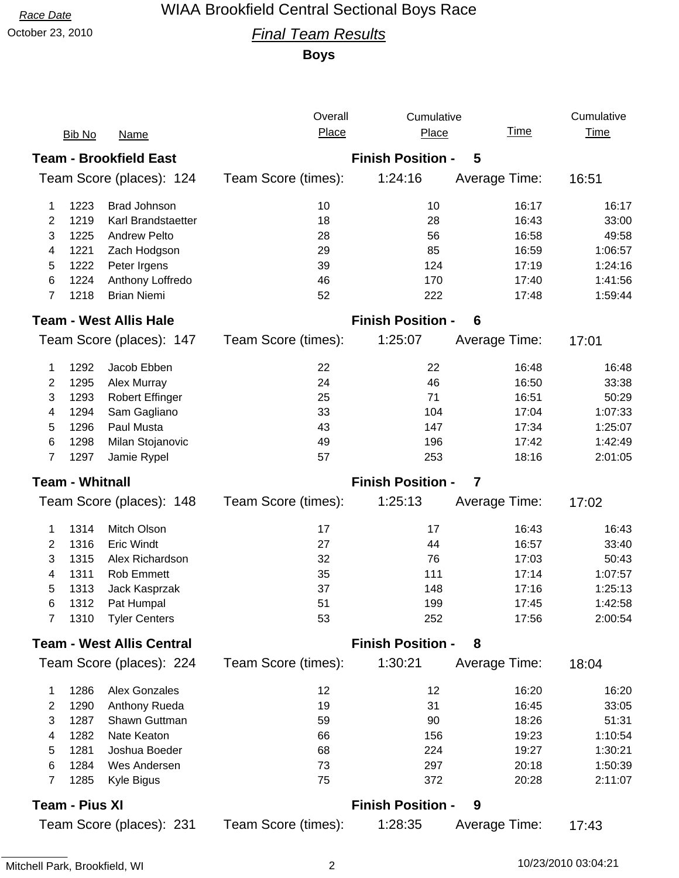Race Date

October 23, 2010

# WIAA Brookfield Central Sectional Boys Race

## *Final Team Results*

**Boys**

| | Bib No | Name | Overall Place | Cumulative Place | Time | Cumulative Time |
|---|---|---|---|---|---|---|

### Team - Brookfield East — Finish Position - 5

Team Score (places): 124 | Team Score (times): 1:24:16 | Average Time: 16:51

| | Bib No | Name | Overall Place | Cumulative Place | Time | Cumulative Time |
|---|---|---|---|---|---|---|
| 1 | 1223 | Brad Johnson | 10 | 10 | 16:17 | 16:17 |
| 2 | 1219 | Karl Brandstaetter | 18 | 28 | 16:43 | 33:00 |
| 3 | 1225 | Andrew Pelto | 28 | 56 | 16:58 | 49:58 |
| 4 | 1221 | Zach Hodgson | 29 | 85 | 16:59 | 1:06:57 |
| 5 | 1222 | Peter Irgens | 39 | 124 | 17:19 | 1:24:16 |
| 6 | 1224 | Anthony Loffredo | 46 | 170 | 17:40 | 1:41:56 |
| 7 | 1218 | Brian Niemi | 52 | 222 | 17:48 | 1:59:44 |

### Team - West Allis Hale — Finish Position - 6

Team Score (places): 147 | Team Score (times): 1:25:07 | Average Time: 17:01

| | Bib No | Name | Overall Place | Cumulative Place | Time | Cumulative Time |
|---|---|---|---|---|---|---|
| 1 | 1292 | Jacob Ebben | 22 | 22 | 16:48 | 16:48 |
| 2 | 1295 | Alex Murray | 24 | 46 | 16:50 | 33:38 |
| 3 | 1293 | Robert Effinger | 25 | 71 | 16:51 | 50:29 |
| 4 | 1294 | Sam Gagliano | 33 | 104 | 17:04 | 1:07:33 |
| 5 | 1296 | Paul Musta | 43 | 147 | 17:34 | 1:25:07 |
| 6 | 1298 | Milan Stojanovic | 49 | 196 | 17:42 | 1:42:49 |
| 7 | 1297 | Jamie Rypel | 57 | 253 | 18:16 | 2:01:05 |

### Team - Whitnall — Finish Position - 7

Team Score (places): 148 | Team Score (times): 1:25:13 | Average Time: 17:02

| | Bib No | Name | Overall Place | Cumulative Place | Time | Cumulative Time |
|---|---|---|---|---|---|---|
| 1 | 1314 | Mitch Olson | 17 | 17 | 16:43 | 16:43 |
| 2 | 1316 | Eric Windt | 27 | 44 | 16:57 | 33:40 |
| 3 | 1315 | Alex Richardson | 32 | 76 | 17:03 | 50:43 |
| 4 | 1311 | Rob Emmett | 35 | 111 | 17:14 | 1:07:57 |
| 5 | 1313 | Jack Kasprzak | 37 | 148 | 17:16 | 1:25:13 |
| 6 | 1312 | Pat Humpal | 51 | 199 | 17:45 | 1:42:58 |
| 7 | 1310 | Tyler Centers | 53 | 252 | 17:56 | 2:00:54 |

### Team - West Allis Central — Finish Position - 8

Team Score (places): 224 | Team Score (times): 1:30:21 | Average Time: 18:04

| | Bib No | Name | Overall Place | Cumulative Place | Time | Cumulative Time |
|---|---|---|---|---|---|---|
| 1 | 1286 | Alex Gonzales | 12 | 12 | 16:20 | 16:20 |
| 2 | 1290 | Anthony Rueda | 19 | 31 | 16:45 | 33:05 |
| 3 | 1287 | Shawn Guttman | 59 | 90 | 18:26 | 51:31 |
| 4 | 1282 | Nate Keaton | 66 | 156 | 19:23 | 1:10:54 |
| 5 | 1281 | Joshua Boeder | 68 | 224 | 19:27 | 1:30:21 |
| 6 | 1284 | Wes Andersen | 73 | 297 | 20:18 | 1:50:39 |
| 7 | 1285 | Kyle Bigus | 75 | 372 | 20:28 | 2:11:07 |

### Team - Pius XI — Finish Position - 9

Team Score (places): 231 | Team Score (times): 1:28:35 | Average Time: 17:43

Mitchell Park, Brookfield, WI

10/23/2010 03:04:21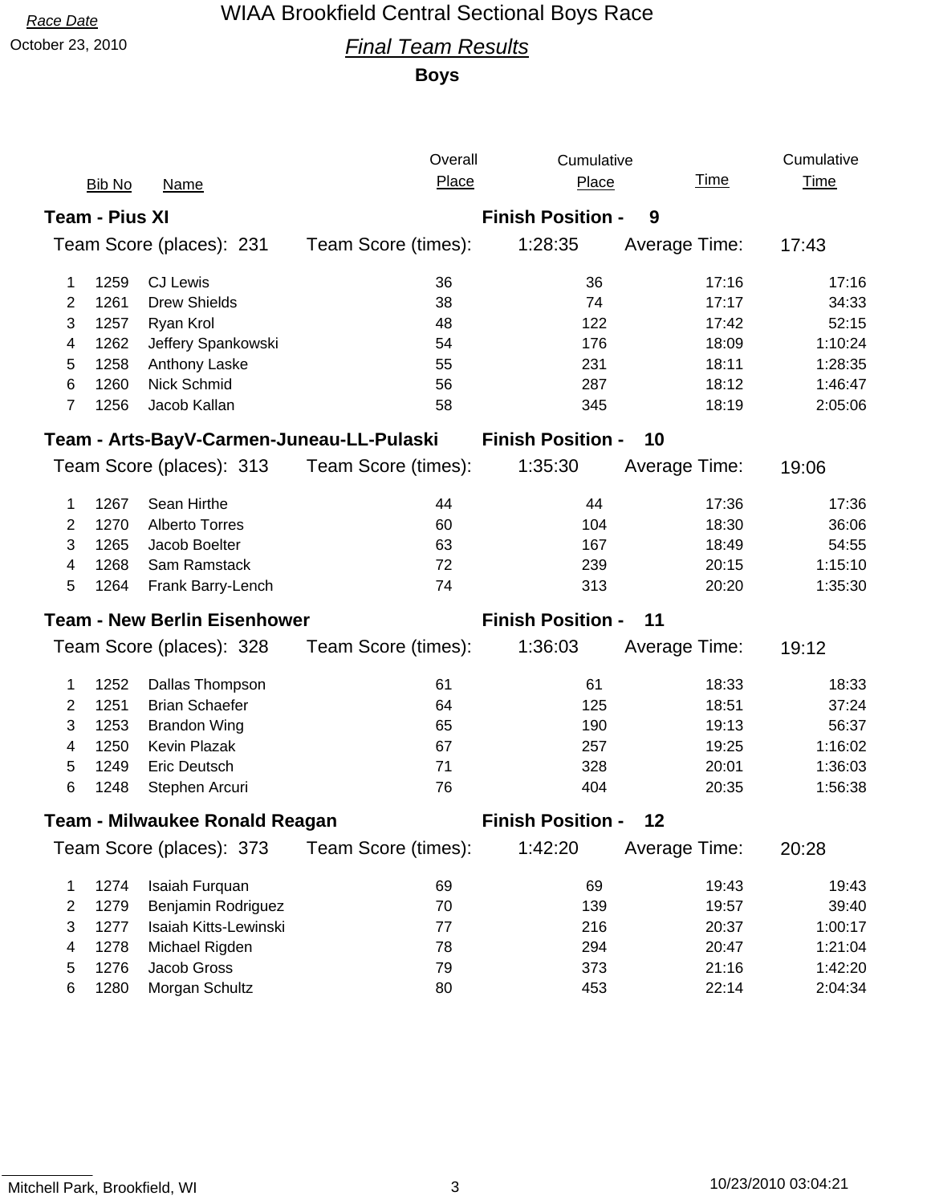Race Date

October 23, 2010

# WIAA Brookfield Central Sectional Boys Race

## *Final Team Results*

**Boys**

### Team - Pius XI — Finish Position - 9

Team Score (places): 231 | Team Score (times): 1:28:35 | Average Time: 17:43

| | Bib No | Name | Overall Place | Cumulative Place | Time | Cumulative Time |
|---|---|---|---|---|---|---|
| 1 | 1259 | CJ Lewis | 36 | 36 | 17:16 | 17:16 |
| 2 | 1261 | Drew Shields | 38 | 74 | 17:17 | 34:33 |
| 3 | 1257 | Ryan Krol | 48 | 122 | 17:42 | 52:15 |
| 4 | 1262 | Jeffery Spankowski | 54 | 176 | 18:09 | 1:10:24 |
| 5 | 1258 | Anthony Laske | 55 | 231 | 18:11 | 1:28:35 |
| 6 | 1260 | Nick Schmid | 56 | 287 | 18:12 | 1:46:47 |
| 7 | 1256 | Jacob Kallan | 58 | 345 | 18:19 | 2:05:06 |

### Team - Arts-BayV-Carmen-Juneau-LL-Pulaski — Finish Position - 10

Team Score (places): 313 | Team Score (times): 1:35:30 | Average Time: 19:06

| | Bib No | Name | Overall Place | Cumulative Place | Time | Cumulative Time |
|---|---|---|---|---|---|---|
| 1 | 1267 | Sean Hirthe | 44 | 44 | 17:36 | 17:36 |
| 2 | 1270 | Alberto Torres | 60 | 104 | 18:30 | 36:06 |
| 3 | 1265 | Jacob Boelter | 63 | 167 | 18:49 | 54:55 |
| 4 | 1268 | Sam Ramstack | 72 | 239 | 20:15 | 1:15:10 |
| 5 | 1264 | Frank Barry-Lench | 74 | 313 | 20:20 | 1:35:30 |

### Team - New Berlin Eisenhower — Finish Position - 11

Team Score (places): 328 | Team Score (times): 1:36:03 | Average Time: 19:12

| | Bib No | Name | Overall Place | Cumulative Place | Time | Cumulative Time |
|---|---|---|---|---|---|---|
| 1 | 1252 | Dallas Thompson | 61 | 61 | 18:33 | 18:33 |
| 2 | 1251 | Brian Schaefer | 64 | 125 | 18:51 | 37:24 |
| 3 | 1253 | Brandon Wing | 65 | 190 | 19:13 | 56:37 |
| 4 | 1250 | Kevin Plazak | 67 | 257 | 19:25 | 1:16:02 |
| 5 | 1249 | Eric Deutsch | 71 | 328 | 20:01 | 1:36:03 |
| 6 | 1248 | Stephen Arcuri | 76 | 404 | 20:35 | 1:56:38 |

### Team - Milwaukee Ronald Reagan — Finish Position - 12

Team Score (places): 373 | Team Score (times): 1:42:20 | Average Time: 20:28

| | Bib No | Name | Overall Place | Cumulative Place | Time | Cumulative Time |
|---|---|---|---|---|---|---|
| 1 | 1274 | Isaiah Furquan | 69 | 69 | 19:43 | 19:43 |
| 2 | 1279 | Benjamin Rodriguez | 70 | 139 | 19:57 | 39:40 |
| 3 | 1277 | Isaiah Kitts-Lewinski | 77 | 216 | 20:37 | 1:00:17 |
| 4 | 1278 | Michael Rigden | 78 | 294 | 20:47 | 1:21:04 |
| 5 | 1276 | Jacob Gross | 79 | 373 | 21:16 | 1:42:20 |
| 6 | 1280 | Morgan Schultz | 80 | 453 | 22:14 | 2:04:34 |

Mitchell Park, Brookfield, WI

10/23/2010 03:04:21